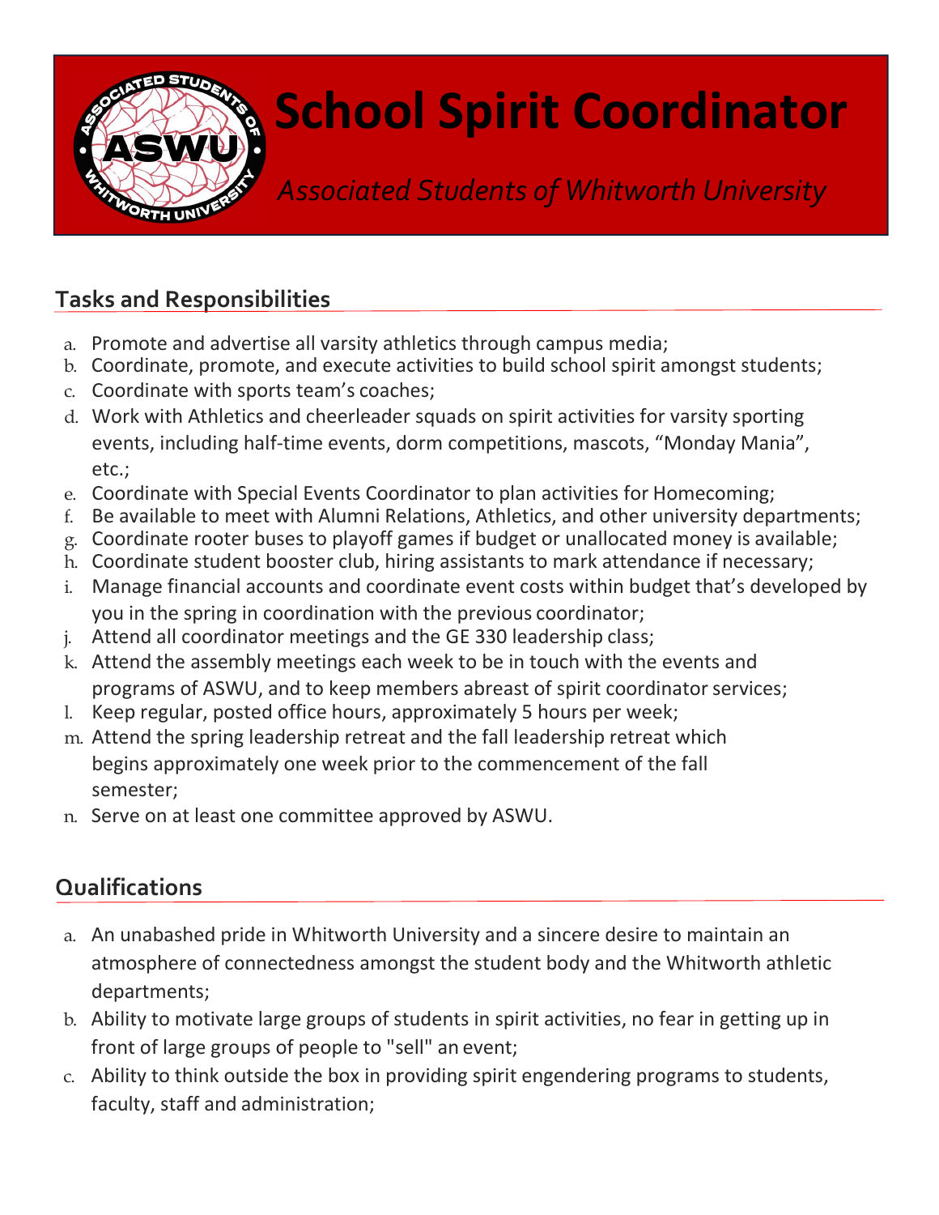# School Spirit Coordinator

*Associated Students of Whitworth University*

## Tasks and Responsibilities

a. Promote and advertise all varsity athletics through campus media;
b. Coordinate, promote, and execute activities to build school spirit amongst students;
c. Coordinate with sports team's coaches;
d. Work with Athletics and cheerleader squads on spirit activities for varsity sporting events, including half-time events, dorm competitions, mascots, "Monday Mania", etc.;
e. Coordinate with Special Events Coordinator to plan activities for Homecoming;
f. Be available to meet with Alumni Relations, Athletics, and other university departments;
g. Coordinate rooter buses to playoff games if budget or unallocated money is available;
h. Coordinate student booster club, hiring assistants to mark attendance if necessary;
i. Manage financial accounts and coordinate event costs within budget that's developed by you in the spring in coordination with the previous coordinator;
j. Attend all coordinator meetings and the GE 330 leadership class;
k. Attend the assembly meetings each week to be in touch with the events and programs of ASWU, and to keep members abreast of spirit coordinator services;
l. Keep regular, posted office hours, approximately 5 hours per week;
m. Attend the spring leadership retreat and the fall leadership retreat which begins approximately one week prior to the commencement of the fall semester;
n. Serve on at least one committee approved by ASWU.

## Qualifications

a. An unabashed pride in Whitworth University and a sincere desire to maintain an atmosphere of connectedness amongst the student body and the Whitworth athletic departments;
b. Ability to motivate large groups of students in spirit activities, no fear in getting up in front of large groups of people to "sell" an event;
c. Ability to think outside the box in providing spirit engendering programs to students, faculty, staff and administration;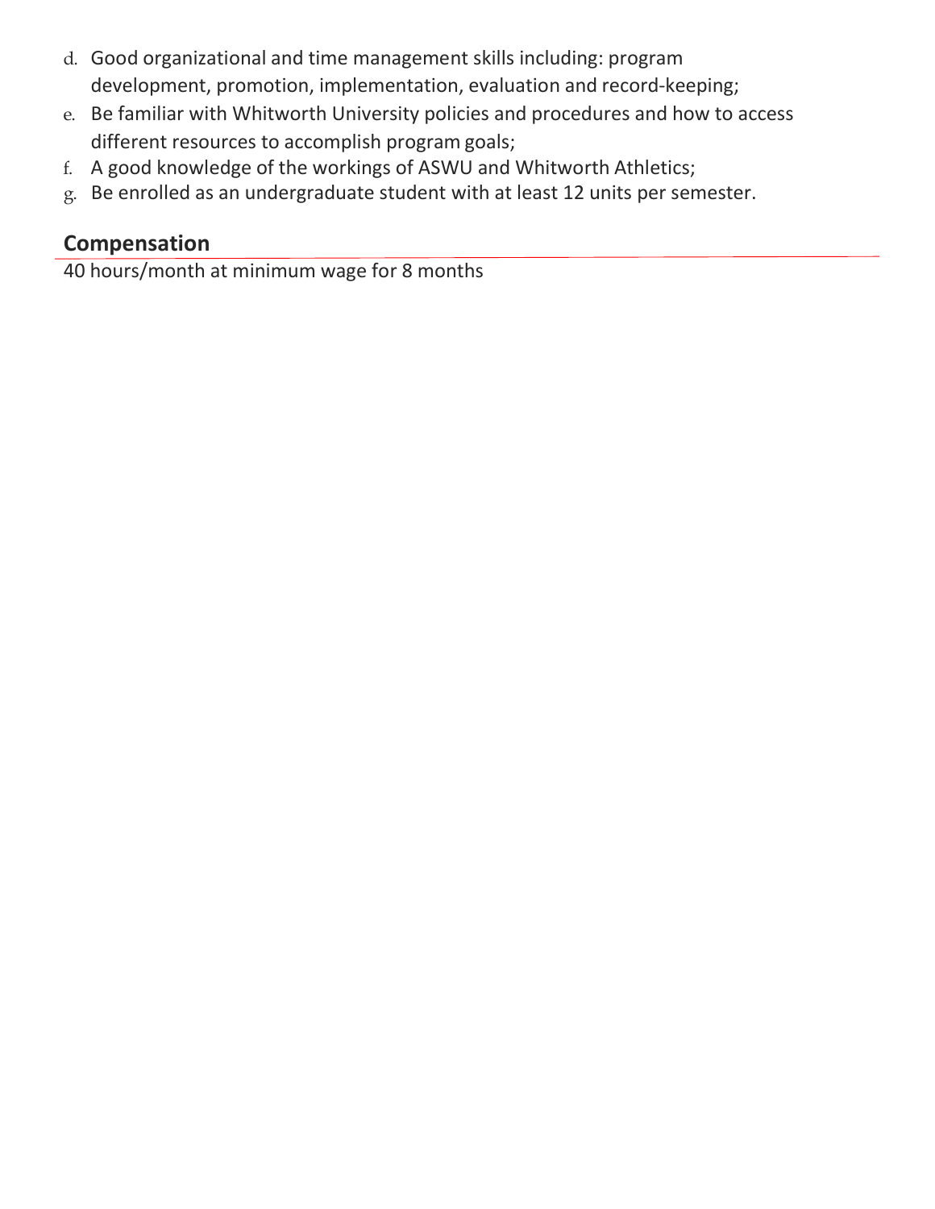d. Good organizational and time management skills including: program development, promotion, implementation, evaluation and record-keeping;
e. Be familiar with Whitworth University policies and procedures and how to access different resources to accomplish program goals;
f. A good knowledge of the workings of ASWU and Whitworth Athletics;
g. Be enrolled as an undergraduate student with at least 12 units per semester.

## Compensation

40 hours/month at minimum wage for 8 months